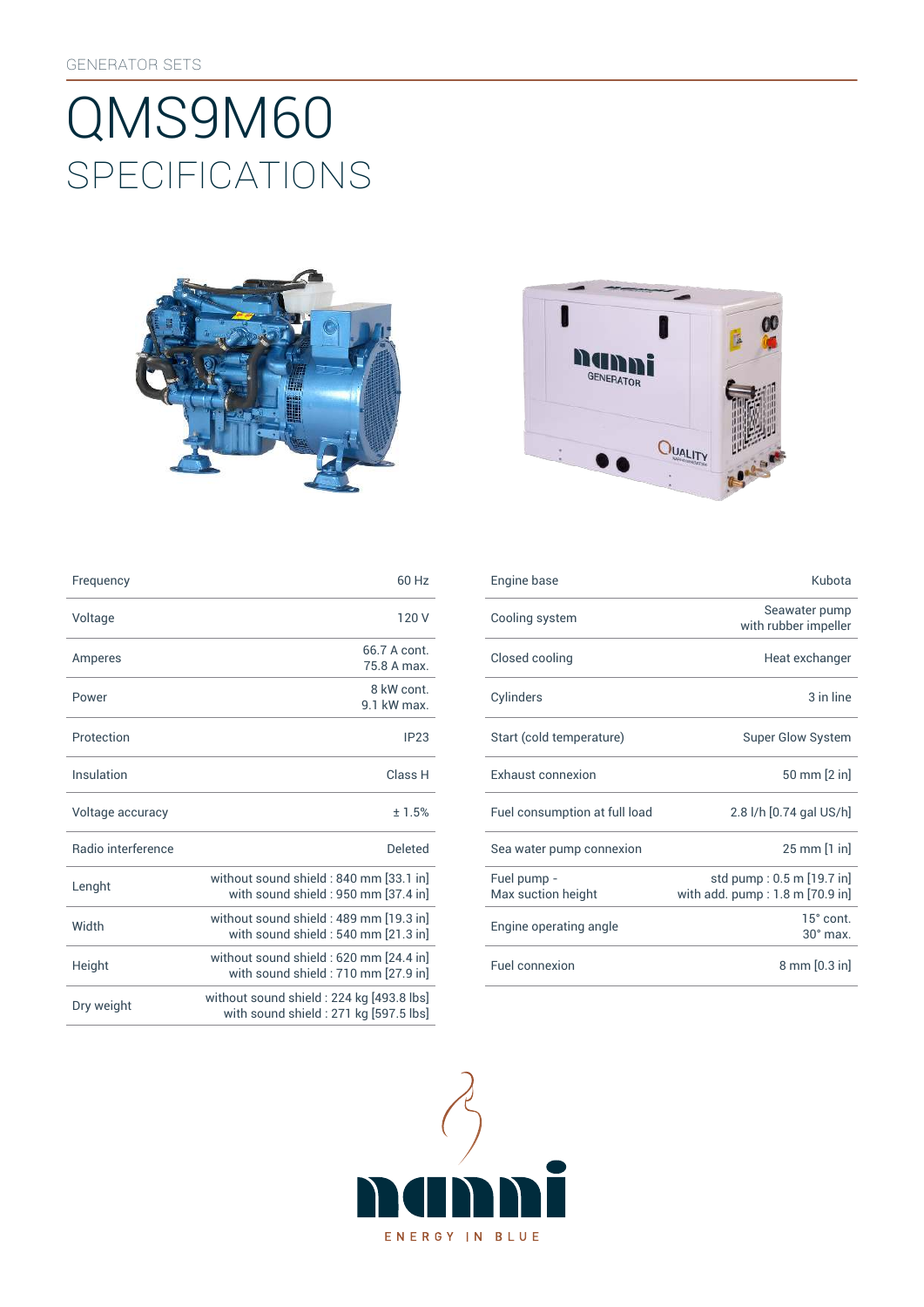GENERATOR SETS

# QMS9M60
## SPECIFICATIONS

| | |
|---|---|
| Frequency | 60 Hz |
| Voltage | 120 V |
| Amperes | 66.7 A cont.<br>75.8 A max. |
| Power | 8 kW cont.<br>9.1 kW max. |
| Protection | IP23 |
| Insulation | Class H |
| Voltage accuracy | ± 1.5% |
| Radio interference | Deleted |
| Lenght | without sound shield : 840 mm [33.1 in]<br>with sound shield : 950 mm [37.4 in] |
| Width | without sound shield : 489 mm [19.3 in]<br>with sound shield : 540 mm [21.3 in] |
| Height | without sound shield : 620 mm [24.4 in]<br>with sound shield : 710 mm [27.9 in] |
| Dry weight | without sound shield : 224 kg [493.8 lbs]<br>with sound shield : 271 kg [597.5 lbs] |

| | |
|---|---|
| Engine base | Kubota |
| Cooling system | Seawater pump<br>with rubber impeller |
| Closed cooling | Heat exchanger |
| Cylinders | 3 in line |
| Start (cold temperature) | Super Glow System |
| Exhaust connexion | 50 mm [2 in] |
| Fuel consumption at full load | 2.8 l/h [0.74 gal US/h] |
| Sea water pump connexion | 25 mm [1 in] |
| Fuel pump -<br>Max suction height | std pump : 0.5 m [19.7 in]<br>with add. pump : 1.8 m [70.9 in] |
| Engine operating angle | 15° cont.<br>30° max. |
| Fuel connexion | 8 mm [0.3 in] |

nanni

ENERGY IN BLUE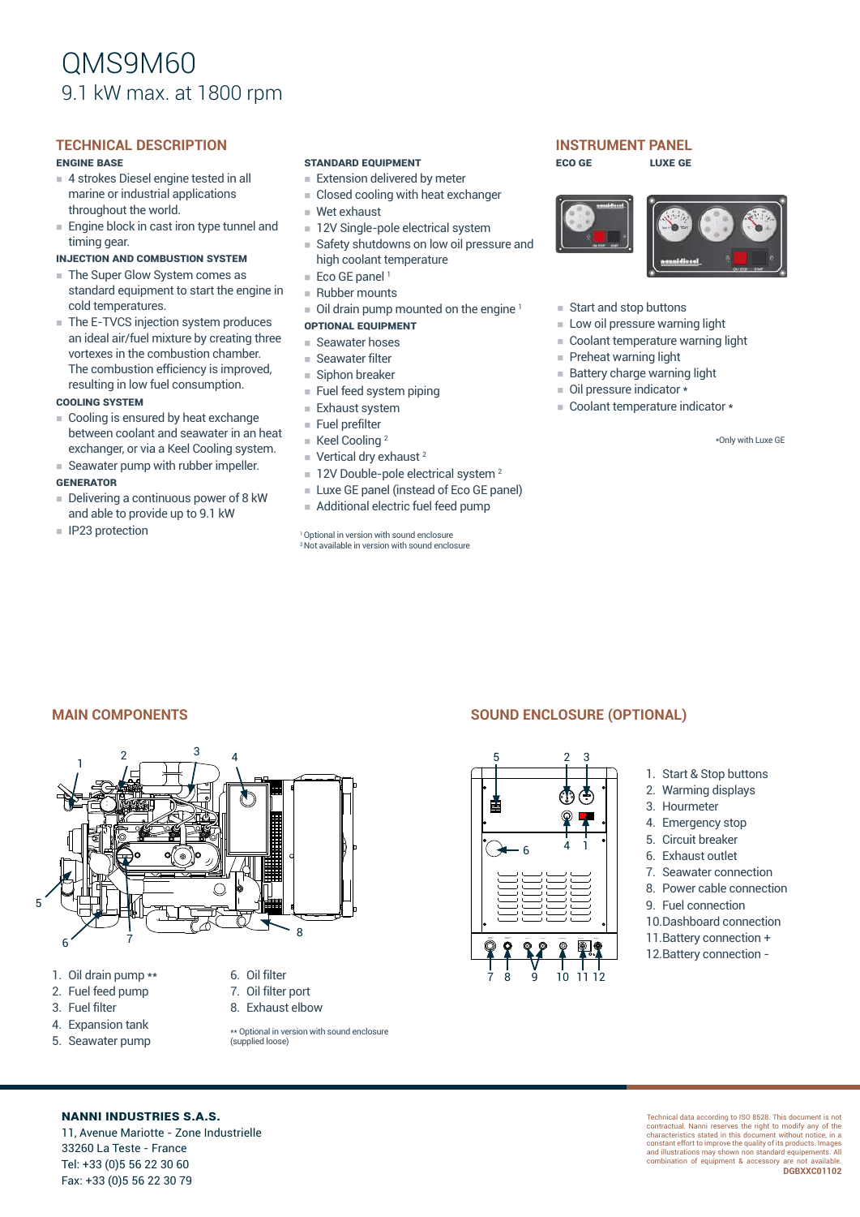# QMS9M60

9.1 kW max. at 1800 rpm

## TECHNICAL DESCRIPTION

### ENGINE BASE

- 4 strokes Diesel engine tested in all marine or industrial applications throughout the world.
- Engine block in cast iron type tunnel and timing gear.

### INJECTION AND COMBUSTION SYSTEM

- The Super Glow System comes as standard equipment to start the engine in cold temperatures.
- The E-TVCS injection system produces an ideal air/fuel mixture by creating three vortexes in the combustion chamber. The combustion efficiency is improved, resulting in low fuel consumption.

### COOLING SYSTEM

- Cooling is ensured by heat exchange between coolant and seawater in an heat exchanger, or via a Keel Cooling system.
- Seawater pump with rubber impeller.

### GENERATOR

- Delivering a continuous power of 8 kW and able to provide up to 9.1 kW
- IP23 protection

### STANDARD EQUIPMENT

- Extension delivered by meter
- Closed cooling with heat exchanger
- Wet exhaust
- 12V Single-pole electrical system
- Safety shutdowns on low oil pressure and high coolant temperature
- Eco GE panel [1]
- Rubber mounts
- Oil drain pump mounted on the engine [1]

### OPTIONAL EQUIPMENT

- Seawater hoses
- Seawater filter
- Siphon breaker
- Fuel feed system piping
- Exhaust system
- Fuel prefilter
- Keel Cooling [2]
- Vertical dry exhaust [2]
- 12V Double-pole electrical system [2]
- Luxe GE panel (instead of Eco GE panel)
- Additional electric fuel feed pump

[1] Optional in version with sound enclosure
[2] Not available in version with sound enclosure

## INSTRUMENT PANEL

ECO GE　　LUXE GE

- Start and stop buttons
- Low oil pressure warning light
- Coolant temperature warning light
- Preheat warning light
- Battery charge warning light
- Oil pressure indicator *
- Coolant temperature indicator *

*Only with Luxe GE

## MAIN COMPONENTS

1. Oil drain pump **
2. Fuel feed pump
3. Fuel filter
4. Expansion tank
5. Seawater pump
6. Oil filter
7. Oil filter port
8. Exhaust elbow

** Optional in version with sound enclosure (supplied loose)

## SOUND ENCLOSURE (OPTIONAL)

1. Start & Stop buttons
2. Warming displays
3. Hourmeter
4. Emergency stop
5. Circuit breaker
6. Exhaust outlet
7. Seawater connection
8. Power cable connection
9. Fuel connection
10. Dashboard connection
11. Battery connection +
12. Battery connection -

**NANNI INDUSTRIES S.A.S.**
11, Avenue Mariotte - Zone Industrielle
33260 La Teste - France
Tel: +33 (0)5 56 22 30 60
Fax: +33 (0)5 56 22 30 79

Technical data according to ISO 8528. This document is not contractual. Nanni reserves the right to modify any of the characteristics stated in this document without notice, in a constant effort to improve the quality of its products. Images and illustrations may shown non standard equipements. All combination of equipment & accessory are not available.
**DGBXXC01102**